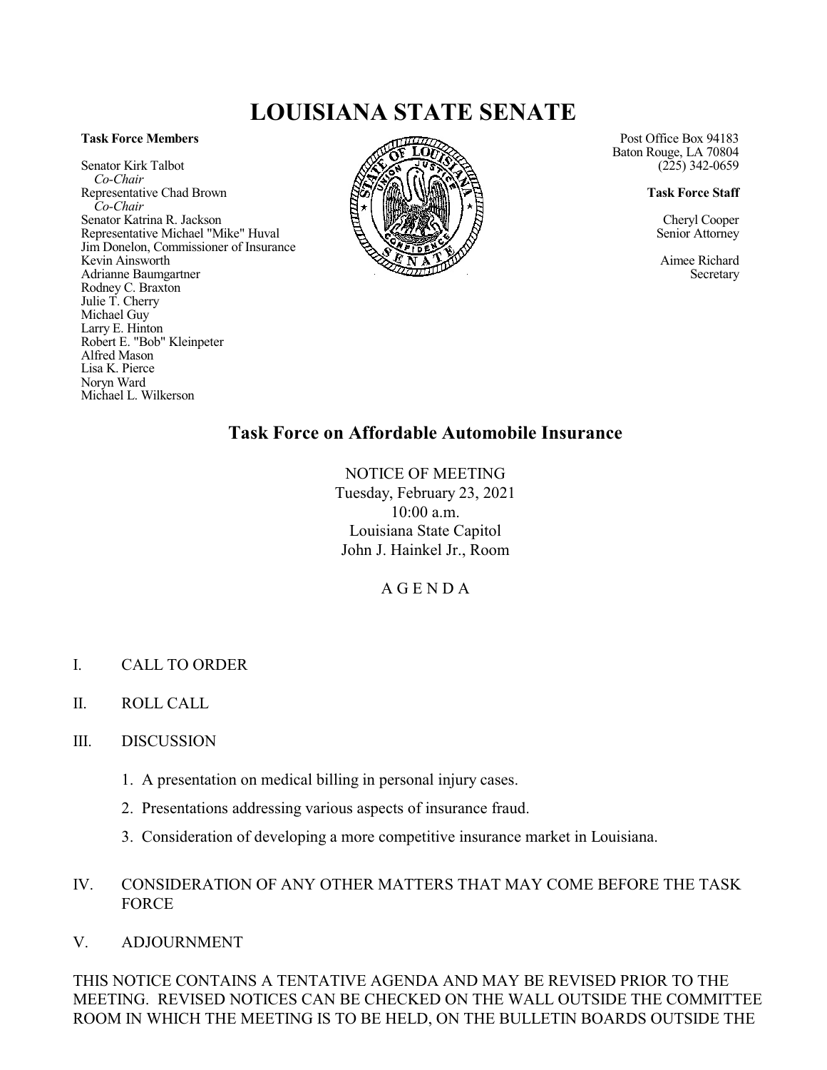# LOUISIANA STATE SENATE

**Task Force Members**

Senator Kirk Talbot
*Co-Chair*
Representative Chad Brown
*Co-Chair*
Senator Katrina R. Jackson
Representative Michael "Mike" Huval
Jim Donelon, Commissioner of Insurance
Kevin Ainsworth
Adrianne Baumgartner
Rodney C. Braxton
Julie T. Cherry
Michael Guy
Larry E. Hinton
Robert E. "Bob" Kleinpeter
Alfred Mason
Lisa K. Pierce
Noryn Ward
Michael L. Wilkerson

Post Office Box 94183
Baton Rouge, LA 70804
(225) 342-0659

**Task Force Staff**

Cheryl Cooper
Senior Attorney

Aimee Richard
Secretary

## Task Force on Affordable Automobile Insurance

NOTICE OF MEETING
Tuesday, February 23, 2021
10:00 a.m.
Louisiana State Capitol
John J. Hainkel Jr., Room

A G E N D A

I. CALL TO ORDER

II. ROLL CALL

III. DISCUSSION

1. A presentation on medical billing in personal injury cases.
2. Presentations addressing various aspects of insurance fraud.
3. Consideration of developing a more competitive insurance market in Louisiana.

IV. CONSIDERATION OF ANY OTHER MATTERS THAT MAY COME BEFORE THE TASK FORCE

V. ADJOURNMENT

THIS NOTICE CONTAINS A TENTATIVE AGENDA AND MAY BE REVISED PRIOR TO THE MEETING. REVISED NOTICES CAN BE CHECKED ON THE WALL OUTSIDE THE COMMITTEE ROOM IN WHICH THE MEETING IS TO BE HELD, ON THE BULLETIN BOARDS OUTSIDE THE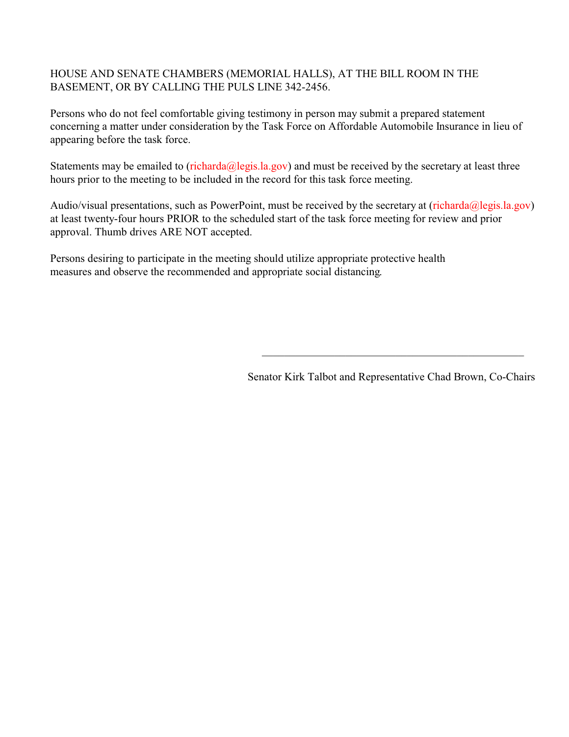HOUSE AND SENATE CHAMBERS (MEMORIAL HALLS), AT THE BILL ROOM IN THE BASEMENT, OR BY CALLING THE PULS LINE 342-2456.

Persons who do not feel comfortable giving testimony in person may submit a prepared statement concerning a matter under consideration by the Task Force on Affordable Automobile Insurance in lieu of appearing before the task force.

Statements may be emailed to (richarda@legis.la.gov) and must be received by the secretary at least three hours prior to the meeting to be included in the record for this task force meeting.

Audio/visual presentations, such as PowerPoint, must be received by the secretary at (richarda@legis.la.gov) at least twenty-four hours PRIOR to the scheduled start of the task force meeting for review and prior approval. Thumb drives ARE NOT accepted.

Persons desiring to participate in the meeting should utilize appropriate protective health measures and observe the recommended and appropriate social distancing.

\_\_\_\_\_\_\_\_\_\_\_\_\_\_\_\_\_\_\_\_\_\_\_\_\_\_\_\_\_\_\_\_\_\_\_\_\_\_\_\_\_\_\_\_

Senator Kirk Talbot and Representative Chad Brown, Co-Chairs